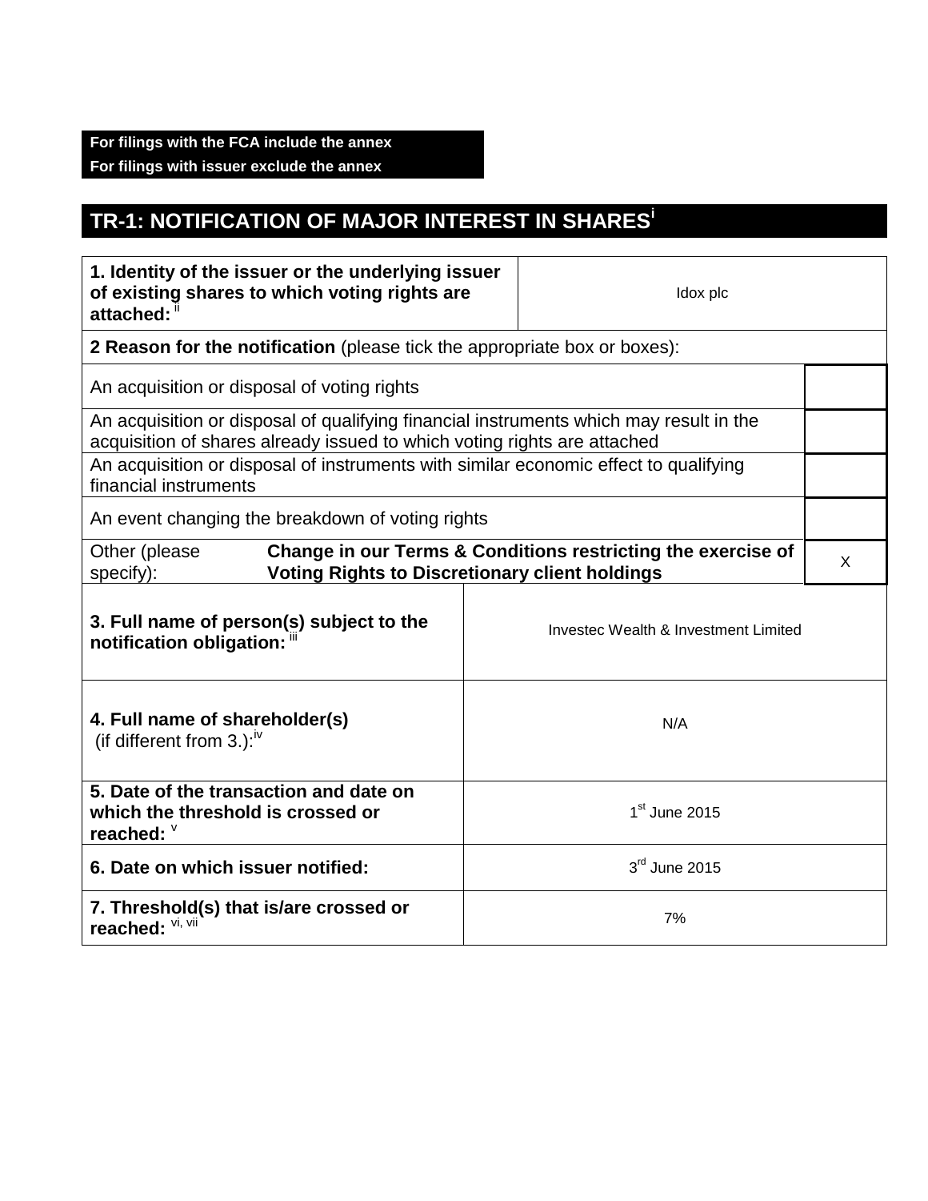**For filings with the FCA include the annex**
**For filings with issuer exclude the annex**

# TR-1: NOTIFICATION OF MAJOR INTEREST IN SHARES[i]

| | |
|---|---|
| **1. Identity of the issuer or the underlying issuer of existing shares to which voting rights are attached:** [ii] | Idox plc |

**2 Reason for the notification** (please tick the appropriate box or boxes):

| | |
|---|---|
| An acquisition or disposal of voting rights | |
| An acquisition or disposal of qualifying financial instruments which may result in the acquisition of shares already issued to which voting rights are attached | |
| An acquisition or disposal of instruments with similar economic effect to qualifying financial instruments | |
| An event changing the breakdown of voting rights | |
| Other (please specify): **Change in our Terms & Conditions restricting the exercise of Voting Rights to Discretionary client holdings** | X |

| | |
|---|---|
| **3. Full name of person(s) subject to the notification obligation:** [iii] | Investec Wealth & Investment Limited |
| **4. Full name of shareholder(s)** (if different from 3.):[iv] | N/A |
| **5. Date of the transaction and date on which the threshold is crossed or reached:** [v] | 1st June 2015 |
| **6. Date on which issuer notified:** | 3rd June 2015 |
| **7. Threshold(s) that is/are crossed or reached:** [vi, vii] | 7% |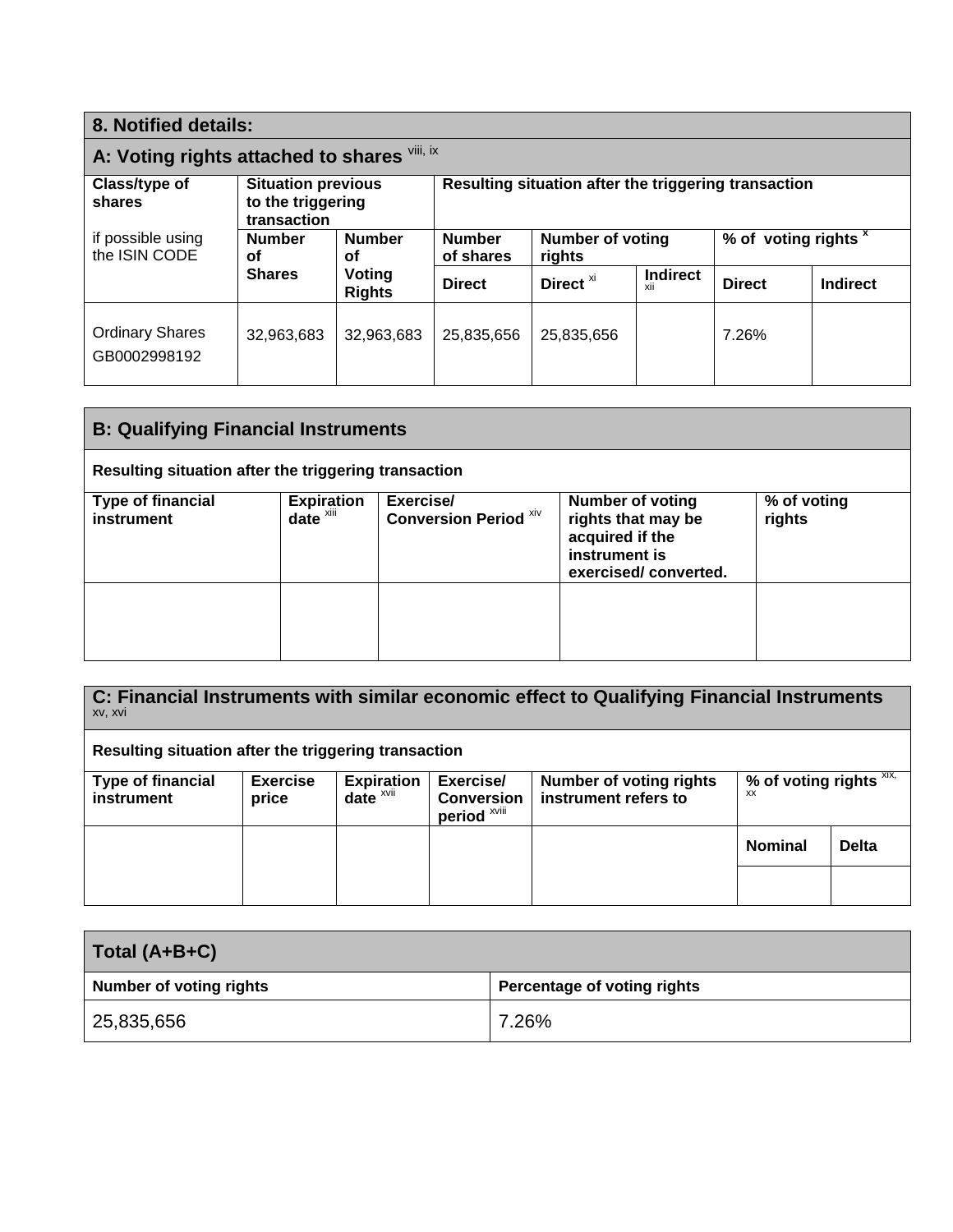## 8. Notified details:

### A: Voting rights attached to shares [viii, ix]

| Class/type of shares<br><br>if possible using the ISIN CODE | Situation previous to the triggering transaction | | Resulting situation after the triggering transaction | | | | |
|---|---|---|---|---|---|---|---|
| | Number of Shares | Number of Voting Rights | Number of shares | Number of voting rights | | % of voting rights [x] | |
| | | | Direct | Direct [xi] | Indirect [xii] | Direct | Indirect |
| Ordinary Shares GB0002998192 | 32,963,683 | 32,963,683 | 25,835,656 | 25,835,656 | | 7.26% | |

### B: Qualifying Financial Instruments

**Resulting situation after the triggering transaction**

| Type of financial instrument | Expiration date [xiii] | Exercise/ Conversion Period [xiv] | Number of voting rights that may be acquired if the instrument is exercised/ converted. | % of voting rights |
|---|---|---|---|---|
| | | | | |

### C: Financial Instruments with similar economic effect to Qualifying Financial Instruments [xv, xvi]

**Resulting situation after the triggering transaction**

| Type of financial instrument | Exercise price | Expiration date [xvii] | Exercise/ Conversion period [xviii] | Number of voting rights instrument refers to | % of voting rights [xix, xx] | |
|---|---|---|---|---|---|---|
| | | | | | Nominal | Delta |
| | | | | | | |

### Total (A+B+C)

| Number of voting rights | Percentage of voting rights |
|---|---|
| 25,835,656 | 7.26% |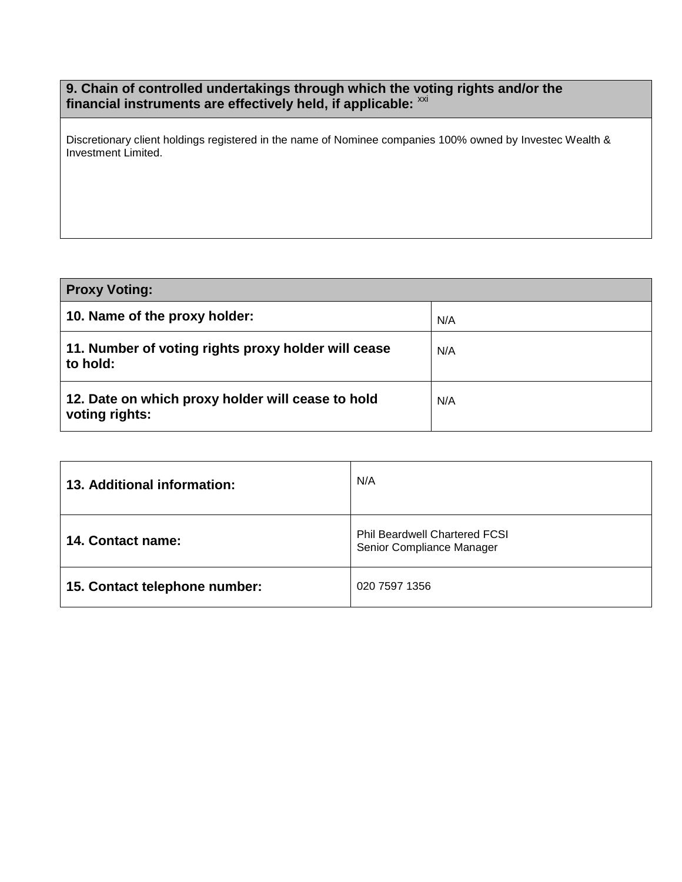| 9. Chain of controlled undertakings through which the voting rights and/or the financial instruments are effectively held, if applicable: [xxi] |
| --- |
| Discretionary client holdings registered in the name of Nominee companies 100% owned by Investec Wealth & Investment Limited. |

| Proxy Voting: | |
| --- | --- |
| **10. Name of the proxy holder:** | N/A |
| **11. Number of voting rights proxy holder will cease to hold:** | N/A |
| **12. Date on which proxy holder will cease to hold voting rights:** | N/A |

| | |
| --- | --- |
| **13. Additional information:** | N/A |
| **14. Contact name:** | Phil Beardwell Chartered FCSI<br>Senior Compliance Manager |
| **15. Contact telephone number:** | 020 7597 1356 |